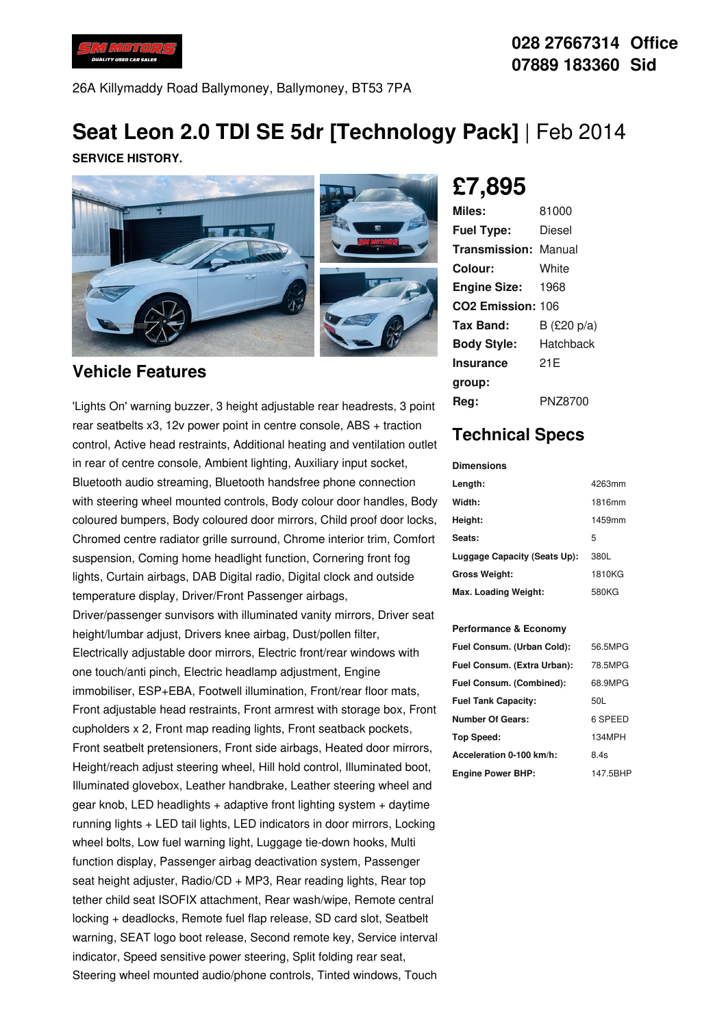028 27667314 Office
07889 183360 Sid

26A Killymaddy Road Ballymoney, Ballymoney, BT53 7PA

# Seat Leon 2.0 TDI SE 5dr [Technology Pack] | Feb 2014

**SERVICE HISTORY.**

## £7,895

| | |
|---|---|
| **Miles:** | 81000 |
| **Fuel Type:** | Diesel |
| **Transmission:** | Manual |
| **Colour:** | White |
| **Engine Size:** | 1968 |
| **CO2 Emission:** | 106 |
| **Tax Band:** | B (£20 p/a) |
| **Body Style:** | Hatchback |
| **Insurance group:** | 21E |
| **Reg:** | PNZ8700 |

## Vehicle Features

'Lights On' warning buzzer, 3 height adjustable rear headrests, 3 point rear seatbelts x3, 12v power point in centre console, ABS + traction control, Active head restraints, Additional heating and ventilation outlet in rear of centre console, Ambient lighting, Auxiliary input socket, Bluetooth audio streaming, Bluetooth handsfree phone connection with steering wheel mounted controls, Body colour door handles, Body coloured bumpers, Body coloured door mirrors, Child proof door locks, Chromed centre radiator grille surround, Chrome interior trim, Comfort suspension, Coming home headlight function, Cornering front fog lights, Curtain airbags, DAB Digital radio, Digital clock and outside temperature display, Driver/Front Passenger airbags, Driver/passenger sunvisors with illuminated vanity mirrors, Driver seat height/lumbar adjust, Drivers knee airbag, Dust/pollen filter, Electrically adjustable door mirrors, Electric front/rear windows with one touch/anti pinch, Electric headlamp adjustment, Engine immobiliser, ESP+EBA, Footwell illumination, Front/rear floor mats, Front adjustable head restraints, Front armrest with storage box, Front cupholders x 2, Front map reading lights, Front seatback pockets, Front seatbelt pretensioners, Front side airbags, Heated door mirrors, Height/reach adjust steering wheel, Hill hold control, Illuminated boot, Illuminated glovebox, Leather handbrake, Leather steering wheel and gear knob, LED headlights + adaptive front lighting system + daytime running lights + LED tail lights, LED indicators in door mirrors, Locking wheel bolts, Low fuel warning light, Luggage tie-down hooks, Multi function display, Passenger airbag deactivation system, Passenger seat height adjuster, Radio/CD + MP3, Rear reading lights, Rear top tether child seat ISOFIX attachment, Rear wash/wipe, Remote central locking + deadlocks, Remote fuel flap release, SD card slot, Seatbelt warning, SEAT logo boot release, Second remote key, Service interval indicator, Speed sensitive power steering, Split folding rear seat, Steering wheel mounted audio/phone controls, Tinted windows, Touch

## Technical Specs

**Dimensions**

| | |
|---|---|
| **Length:** | 4263mm |
| **Width:** | 1816mm |
| **Height:** | 1459mm |
| **Seats:** | 5 |
| **Luggage Capacity (Seats Up):** | 380L |
| **Gross Weight:** | 1810KG |
| **Max. Loading Weight:** | 580KG |

**Performance & Economy**

| | |
|---|---|
| **Fuel Consum. (Urban Cold):** | 56.5MPG |
| **Fuel Consum. (Extra Urban):** | 78.5MPG |
| **Fuel Consum. (Combined):** | 68.9MPG |
| **Fuel Tank Capacity:** | 50L |
| **Number Of Gears:** | 6 SPEED |
| **Top Speed:** | 134MPH |
| **Acceleration 0-100 km/h:** | 8.4s |
| **Engine Power BHP:** | 147.5BHP |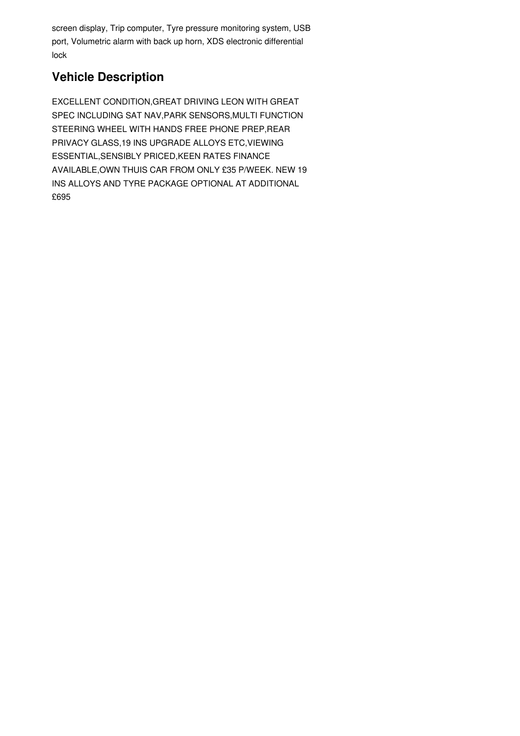screen display, Trip computer, Tyre pressure monitoring system, USB port, Volumetric alarm with back up horn, XDS electronic differential lock

## Vehicle Description

EXCELLENT CONDITION,GREAT DRIVING LEON WITH GREAT SPEC INCLUDING SAT NAV,PARK SENSORS,MULTI FUNCTION STEERING WHEEL WITH HANDS FREE PHONE PREP,REAR PRIVACY GLASS,19 INS UPGRADE ALLOYS ETC,VIEWING ESSENTIAL,SENSIBLY PRICED,KEEN RATES FINANCE AVAILABLE,OWN THUIS CAR FROM ONLY £35 P/WEEK. NEW 19 INS ALLOYS AND TYRE PACKAGE OPTIONAL AT ADDITIONAL £695